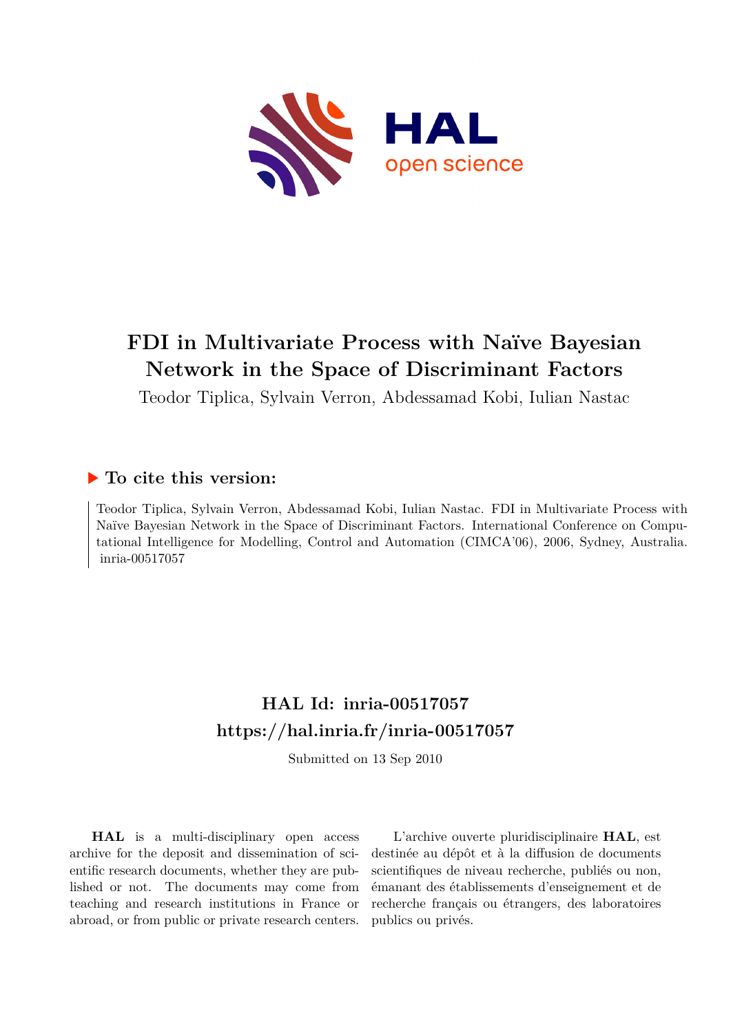# FDI in Multivariate Process with Naïve Bayesian Network in the Space of Discriminant Factors

Teodor Tiplica, Sylvain Verron, Abdessamad Kobi, Iulian Nastac

## ▶ To cite this version:

Teodor Tiplica, Sylvain Verron, Abdessamad Kobi, Iulian Nastac. FDI in Multivariate Process with Naïve Bayesian Network in the Space of Discriminant Factors. International Conference on Computational Intelligence for Modelling, Control and Automation (CIMCA'06), 2006, Sydney, Australia. inria-00517057

## HAL Id: inria-00517057
## https://hal.inria.fr/inria-00517057

Submitted on 13 Sep 2010

**HAL** is a multi-disciplinary open access archive for the deposit and dissemination of scientific research documents, whether they are published or not. The documents may come from teaching and research institutions in France or abroad, or from public or private research centers.

L'archive ouverte pluridisciplinaire **HAL**, est destinée au dépôt et à la diffusion de documents scientifiques de niveau recherche, publiés ou non, émanant des établissements d'enseignement et de recherche français ou étrangers, des laboratoires publics ou privés.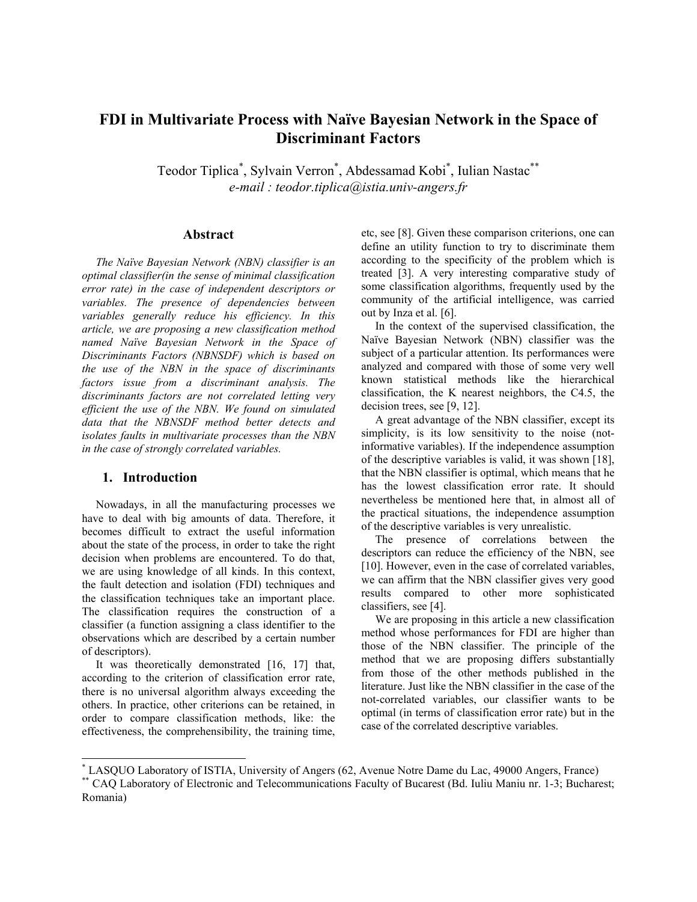# FDI in Multivariate Process with Naïve Bayesian Network in the Space of Discriminant Factors

Teodor Tiplica[*], Sylvain Verron[*], Abdessamad Kobi[*], Iulian Nastac[**]

*e-mail : teodor.tiplica@istia.univ-angers.fr*

## Abstract

*The Naïve Bayesian Network (NBN) classifier is an optimal classifier(in the sense of minimal classification error rate) in the case of independent descriptors or variables. The presence of dependencies between variables generally reduce his efficiency. In this article, we are proposing a new classification method named Naïve Bayesian Network in the Space of Discriminants Factors (NBNSDF) which is based on the use of the NBN in the space of discriminants factors issue from a discriminant analysis. The discriminants factors are not correlated letting very efficient the use of the NBN. We found on simulated data that the NBNSDF method better detects and isolates faults in multivariate processes than the NBN in the case of strongly correlated variables.*

## 1. Introduction

Nowadays, in all the manufacturing processes we have to deal with big amounts of data. Therefore, it becomes difficult to extract the useful information about the state of the process, in order to take the right decision when problems are encountered. To do that, we are using knowledge of all kinds. In this context, the fault detection and isolation (FDI) techniques and the classification techniques take an important place. The classification requires the construction of a classifier (a function assigning a class identifier to the observations which are described by a certain number of descriptors).

It was theoretically demonstrated [16, 17] that, according to the criterion of classification error rate, there is no universal algorithm always exceeding the others. In practice, other criterions can be retained, in order to compare classification methods, like: the effectiveness, the comprehensibility, the training time, etc, see [8]. Given these comparison criterions, one can define an utility function to try to discriminate them according to the specificity of the problem which is treated [3]. A very interesting comparative study of some classification algorithms, frequently used by the community of the artificial intelligence, was carried out by Inza et al. [6].

In the context of the supervised classification, the Naïve Bayesian Network (NBN) classifier was the subject of a particular attention. Its performances were analyzed and compared with those of some very well known statistical methods like the hierarchical classification, the K nearest neighbors, the C4.5, the decision trees, see [9, 12].

A great advantage of the NBN classifier, except its simplicity, is its low sensitivity to the noise (not-informative variables). If the independence assumption of the descriptive variables is valid, it was shown [18], that the NBN classifier is optimal, which means that he has the lowest classification error rate. It should nevertheless be mentioned here that, in almost all of the practical situations, the independence assumption of the descriptive variables is very unrealistic.

The presence of correlations between the descriptors can reduce the efficiency of the NBN, see [10]. However, even in the case of correlated variables, we can affirm that the NBN classifier gives very good results compared to other more sophisticated classifiers, see [4].

We are proposing in this article a new classification method whose performances for FDI are higher than those of the NBN classifier. The principle of the method that we are proposing differs substantially from those of the other methods published in the literature. Just like the NBN classifier in the case of the not-correlated variables, our classifier wants to be optimal (in terms of classification error rate) but in the case of the correlated descriptive variables.

[*] LASQUO Laboratory of ISTIA, University of Angers (62, Avenue Notre Dame du Lac, 49000 Angers, France)

[**] CAQ Laboratory of Electronic and Telecommunications Faculty of Bucarest (Bd. Iuliu Maniu nr. 1-3; Bucharest; Romania)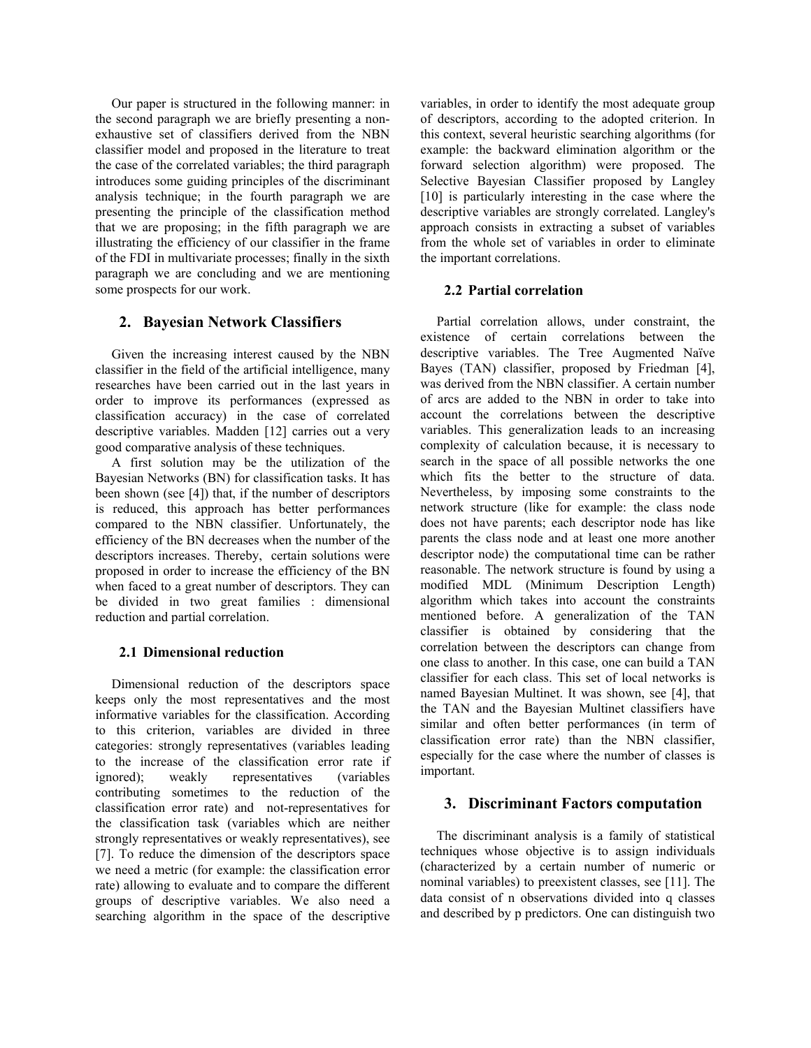Our paper is structured in the following manner: in the second paragraph we are briefly presenting a non-exhaustive set of classifiers derived from the NBN classifier model and proposed in the literature to treat the case of the correlated variables; the third paragraph introduces some guiding principles of the discriminant analysis technique; in the fourth paragraph we are presenting the principle of the classification method that we are proposing; in the fifth paragraph we are illustrating the efficiency of our classifier in the frame of the FDI in multivariate processes; finally in the sixth paragraph we are concluding and we are mentioning some prospects for our work.

## 2. Bayesian Network Classifiers

Given the increasing interest caused by the NBN classifier in the field of the artificial intelligence, many researches have been carried out in the last years in order to improve its performances (expressed as classification accuracy) in the case of correlated descriptive variables. Madden [12] carries out a very good comparative analysis of these techniques.

A first solution may be the utilization of the Bayesian Networks (BN) for classification tasks. It has been shown (see [4]) that, if the number of descriptors is reduced, this approach has better performances compared to the NBN classifier. Unfortunately, the efficiency of the BN decreases when the number of the descriptors increases. Thereby, certain solutions were proposed in order to increase the efficiency of the BN when faced to a great number of descriptors. They can be divided in two great families : dimensional reduction and partial correlation.

### 2.1 Dimensional reduction

Dimensional reduction of the descriptors space keeps only the most representatives and the most informative variables for the classification. According to this criterion, variables are divided in three categories: strongly representatives (variables leading to the increase of the classification error rate if ignored); weakly representatives (variables contributing sometimes to the reduction of the classification error rate) and not-representatives for the classification task (variables which are neither strongly representatives or weakly representatives), see [7]. To reduce the dimension of the descriptors space we need a metric (for example: the classification error rate) allowing to evaluate and to compare the different groups of descriptive variables. We also need a searching algorithm in the space of the descriptive variables, in order to identify the most adequate group of descriptors, according to the adopted criterion. In this context, several heuristic searching algorithms (for example: the backward elimination algorithm or the forward selection algorithm) were proposed. The Selective Bayesian Classifier proposed by Langley [10] is particularly interesting in the case where the descriptive variables are strongly correlated. Langley's approach consists in extracting a subset of variables from the whole set of variables in order to eliminate the important correlations.

### 2.2 Partial correlation

Partial correlation allows, under constraint, the existence of certain correlations between the descriptive variables. The Tree Augmented Naïve Bayes (TAN) classifier, proposed by Friedman [4], was derived from the NBN classifier. A certain number of arcs are added to the NBN in order to take into account the correlations between the descriptive variables. This generalization leads to an increasing complexity of calculation because, it is necessary to search in the space of all possible networks the one which fits the better to the structure of data. Nevertheless, by imposing some constraints to the network structure (like for example: the class node does not have parents; each descriptor node has like parents the class node and at least one more another descriptor node) the computational time can be rather reasonable. The network structure is found by using a modified MDL (Minimum Description Length) algorithm which takes into account the constraints mentioned before. A generalization of the TAN classifier is obtained by considering that the correlation between the descriptors can change from one class to another. In this case, one can build a TAN classifier for each class. This set of local networks is named Bayesian Multinet. It was shown, see [4], that the TAN and the Bayesian Multinet classifiers have similar and often better performances (in term of classification error rate) than the NBN classifier, especially for the case where the number of classes is important.

## 3. Discriminant Factors computation

The discriminant analysis is a family of statistical techniques whose objective is to assign individuals (characterized by a certain number of numeric or nominal variables) to preexistent classes, see [11]. The data consist of n observations divided into q classes and described by p predictors. One can distinguish two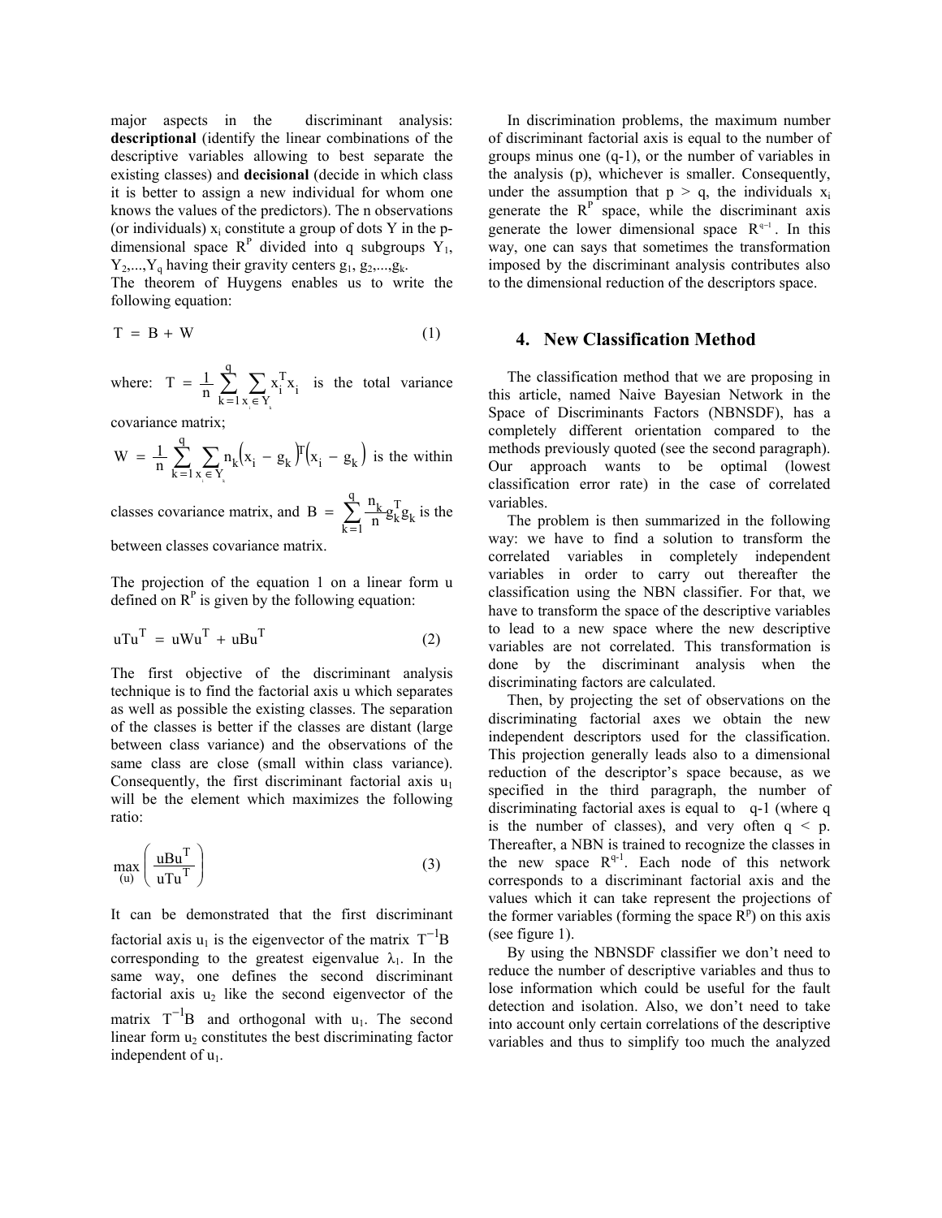major aspects in the discriminant analysis: **descriptional** (identify the linear combinations of the descriptive variables allowing to best separate the existing classes) and **decisional** (decide in which class it is better to assign a new individual for whom one knows the values of the predictors). The n observations (or individuals) $x_i$ constitute a group of dots Y in the p-dimensional space $R^P$ divided into q subgroups $Y_1$, $Y_2$,...,$Y_q$ having their gravity centers $g_1$, $g_2$,...,$g_k$.

The theorem of Huygens enables us to write the following equation:

$$T = B + W \tag{1}$$

where: $T = \frac{1}{n}\sum_{k=1}^{q}\sum_{x_i \in Y_k} x_i^T x_i$ is the total variance covariance matrix;

$W = \frac{1}{n}\sum_{k=1}^{q}\sum_{x_i \in Y_k} n_k (x_i - g_k)^T (x_i - g_k)$ is the within classes covariance matrix, and $B = \sum_{k=1}^{q} \frac{n_k}{n} g_k^T g_k$ is the between classes covariance matrix.

The projection of the equation 1 on a linear form u defined on $R^P$ is given by the following equation:

$$uTu^T = uWu^T + uBu^T \tag{2}$$

The first objective of the discriminant analysis technique is to find the factorial axis u which separates as well as possible the existing classes. The separation of the classes is better if the classes are distant (large between class variance) and the observations of the same class are close (small within class variance). Consequently, the first discriminant factorial axis $u_1$ will be the element which maximizes the following ratio:

$$\max_{(u)} \left( \frac{uBu^T}{uTu^T} \right) \tag{3}$$

It can be demonstrated that the first discriminant factorial axis $u_1$ is the eigenvector of the matrix $T^{-1}B$ corresponding to the greatest eigenvalue $\lambda_1$. In the same way, one defines the second discriminant factorial axis $u_2$ like the second eigenvector of the matrix $T^{-1}B$ and orthogonal with $u_1$. The second linear form $u_2$ constitutes the best discriminating factor independent of $u_1$.

In discrimination problems, the maximum number of discriminant factorial axis is equal to the number of groups minus one (q-1), or the number of variables in the analysis (p), whichever is smaller. Consequently, under the assumption that $p > q$, the individuals $x_i$ generate the $R^P$ space, while the discriminant axis generate the lower dimensional space $R^{q-1}$. In this way, one can says that sometimes the transformation imposed by the discriminant analysis contributes also to the dimensional reduction of the descriptors space.

## 4. New Classification Method

The classification method that we are proposing in this article, named Naive Bayesian Network in the Space of Discriminants Factors (NBNSDF), has a completely different orientation compared to the methods previously quoted (see the second paragraph). Our approach wants to be optimal (lowest classification error rate) in the case of correlated variables.

The problem is then summarized in the following way: we have to find a solution to transform the correlated variables in completely independent variables in order to carry out thereafter the classification using the NBN classifier. For that, we have to transform the space of the descriptive variables to lead to a new space where the new descriptive variables are not correlated. This transformation is done by the discriminant analysis when the discriminating factors are calculated.

Then, by projecting the set of observations on the discriminating factorial axes we obtain the new independent descriptors used for the classification. This projection generally leads also to a dimensional reduction of the descriptor's space because, as we specified in the third paragraph, the number of discriminating factorial axes is equal to q-1 (where q is the number of classes), and very often $q < p$. Thereafter, a NBN is trained to recognize the classes in the new space $R^{q-1}$. Each node of this network corresponds to a discriminant factorial axis and the values which it can take represent the projections of the former variables (forming the space $R^p$) on this axis (see figure 1).

By using the NBNSDF classifier we don't need to reduce the number of descriptive variables and thus to lose information which could be useful for the fault detection and isolation. Also, we don't need to take into account only certain correlations of the descriptive variables and thus to simplify too much the analyzed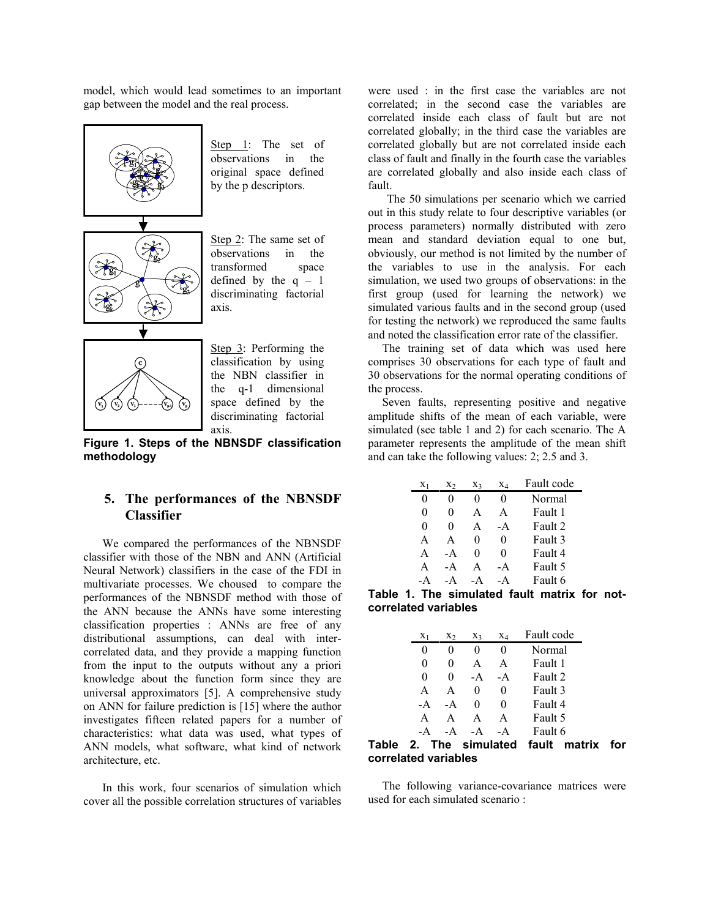model, which would lead sometimes to an important gap between the model and the real process.

Step 1: The set of observations in the original space defined by the p descriptors.

Step 2: The same set of observations in the transformed space defined by the q – 1 discriminating factorial axis.

Step 3: Performing the classification by using the NBN classifier in the q-1 dimensional space defined by the discriminating factorial axis.

**Figure 1. Steps of the NBNSDF classification methodology**

## 5. The performances of the NBNSDF Classifier

We compared the performances of the NBNSDF classifier with those of the NBN and ANN (Artificial Neural Network) classifiers in the case of the FDI in multivariate processes. We choused to compare the performances of the NBNSDF method with those of the ANN because the ANNs have some interesting classification properties : ANNs are free of any distributional assumptions, can deal with inter-correlated data, and they provide a mapping function from the input to the outputs without any a priori knowledge about the function form since they are universal approximators [5]. A comprehensive study on ANN for failure prediction is [15] where the author investigates fifteen related papers for a number of characteristics: what data was used, what types of ANN models, what software, what kind of network architecture, etc.

In this work, four scenarios of simulation which cover all the possible correlation structures of variables were used : in the first case the variables are not correlated; in the second case the variables are correlated inside each class of fault but are not correlated globally; in the third case the variables are correlated globally but are not correlated inside each class of fault and finally in the fourth case the variables are correlated globally and also inside each class of fault.

The 50 simulations per scenario which we carried out in this study relate to four descriptive variables (or process parameters) normally distributed with zero mean and standard deviation equal to one but, obviously, our method is not limited by the number of the variables to use in the analysis. For each simulation, we used two groups of observations: in the first group (used for learning the network) we simulated various faults and in the second group (used for testing the network) we reproduced the same faults and noted the classification error rate of the classifier.

The training set of data which was used here comprises 30 observations for each type of fault and 30 observations for the normal operating conditions of the process.

Seven faults, representing positive and negative amplitude shifts of the mean of each variable, were simulated (see table 1 and 2) for each scenario. The A parameter represents the amplitude of the mean shift and can take the following values: 2; 2.5 and 3.

| $x_1$ | $x_2$ | $x_3$ | $x_4$ | Fault code |
|---|---|---|---|---|
| 0 | 0 | 0 | 0 | Normal |
| 0 | 0 | A | A | Fault 1 |
| 0 | 0 | A | -A | Fault 2 |
| A | A | 0 | 0 | Fault 3 |
| A | -A | 0 | 0 | Fault 4 |
| A | -A | A | -A | Fault 5 |
| -A | -A | -A | -A | Fault 6 |

**Table 1. The simulated fault matrix for not-correlated variables**

| $x_1$ | $x_2$ | $x_3$ | $x_4$ | Fault code |
|---|---|---|---|---|
| 0 | 0 | 0 | 0 | Normal |
| 0 | 0 | A | A | Fault 1 |
| 0 | 0 | -A | -A | Fault 2 |
| A | A | 0 | 0 | Fault 3 |
| -A | -A | 0 | 0 | Fault 4 |
| A | A | A | A | Fault 5 |
| -A | -A | -A | -A | Fault 6 |

**Table 2. The simulated fault matrix for correlated variables**

The following variance-covariance matrices were used for each simulated scenario :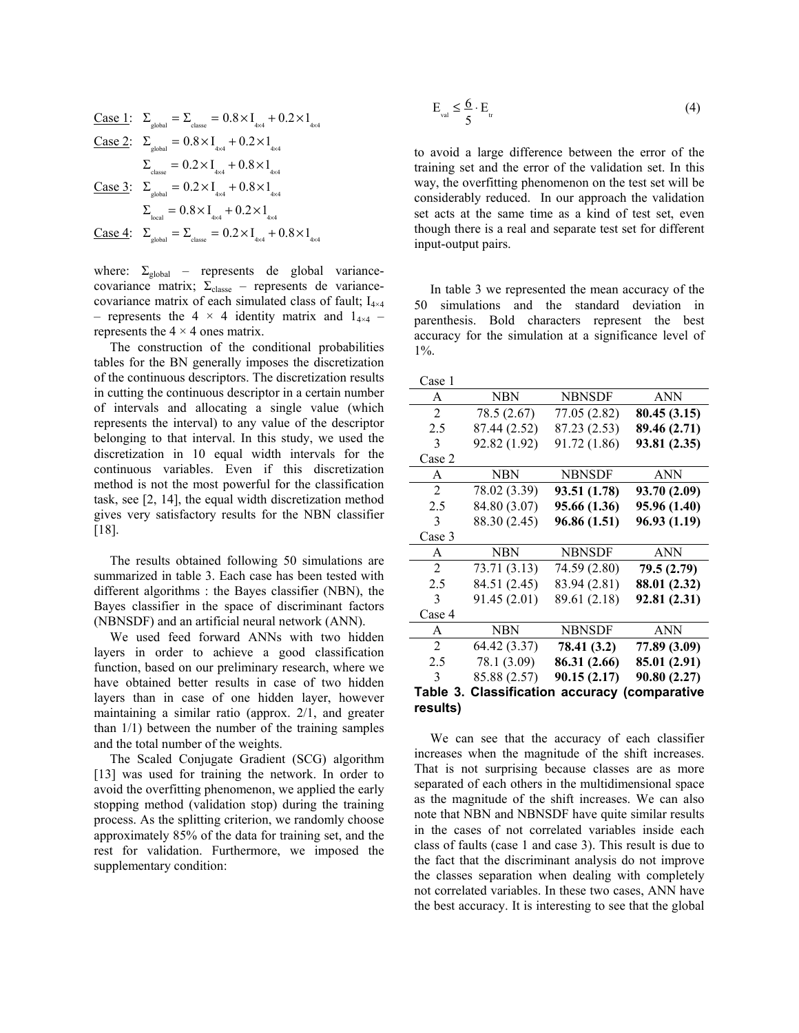Case 1: $\Sigma_{global} = \Sigma_{classe} = 0.8 \times I_{4\times4} + 0.2 \times 1_{4\times4}$

Case 2: $\Sigma_{global} = 0.8 \times I_{4\times4} + 0.2 \times 1_{4\times4}$

$\Sigma_{classe} = 0.2 \times I_{4\times4} + 0.8 \times 1_{4\times4}$

Case 3: $\Sigma_{global} = 0.2 \times I_{4\times4} + 0.8 \times 1_{4\times4}$

$\Sigma_{local} = 0.8 \times I_{4\times4} + 0.2 \times 1_{4\times4}$

Case 4: $\Sigma_{global} = \Sigma_{classe} = 0.2 \times I_{4\times4} + 0.8 \times 1_{4\times4}$

where: $\Sigma_{global}$ – represents de global variance-covariance matrix; $\Sigma_{classe}$ – represents de variance-covariance matrix of each simulated class of fault; $I_{4\times4}$ – represents the 4 × 4 identity matrix and $1_{4\times4}$ – represents the 4 × 4 ones matrix.

The construction of the conditional probabilities tables for the BN generally imposes the discretization of the continuous descriptors. The discretization results in cutting the continuous descriptor in a certain number of intervals and allocating a single value (which represents the interval) to any value of the descriptor belonging to that interval. In this study, we used the discretization in 10 equal width intervals for the continuous variables. Even if this discretization method is not the most powerful for the classification task, see [2, 14], the equal width discretization method gives very satisfactory results for the NBN classifier [18].

The results obtained following 50 simulations are summarized in table 3. Each case has been tested with different algorithms : the Bayes classifier (NBN), the Bayes classifier in the space of discriminant factors (NBNSDF) and an artificial neural network (ANN).

We used feed forward ANNs with two hidden layers in order to achieve a good classification function, based on our preliminary research, where we have obtained better results in case of two hidden layers than in case of one hidden layer, however maintaining a similar ratio (approx. 2/1, and greater than 1/1) between the number of the training samples and the total number of the weights.

The Scaled Conjugate Gradient (SCG) algorithm [13] was used for training the network. In order to avoid the overfitting phenomenon, we applied the early stopping method (validation stop) during the training process. As the splitting criterion, we randomly choose approximately 85% of the data for training set, and the rest for validation. Furthermore, we imposed the supplementary condition:

$$E_{val} \leq \frac{6}{5} \cdot E_{tr} \tag{4}$$

to avoid a large difference between the error of the training set and the error of the validation set. In this way, the overfitting phenomenon on the test set will be considerably reduced. In our approach the validation set acts at the same time as a kind of test set, even though there is a real and separate test set for different input-output pairs.

In table 3 we represented the mean accuracy of the 50 simulations and the standard deviation in parenthesis. Bold characters represent the best accuracy for the simulation at a significance level of 1%.

| Case 1 | | | |
|---|---|---|---|
| A | NBN | NBNSDF | ANN |
| 2 | 78.5 (2.67) | 77.05 (2.82) | **80.45 (3.15)** |
| 2.5 | 87.44 (2.52) | 87.23 (2.53) | **89.46 (2.71)** |
| 3 | 92.82 (1.92) | 91.72 (1.86) | **93.81 (2.35)** |
| **Case 2** | | | |
| A | NBN | NBNSDF | ANN |
| 2 | 78.02 (3.39) | **93.51 (1.78)** | **93.70 (2.09)** |
| 2.5 | 84.80 (3.07) | **95.66 (1.36)** | **95.96 (1.40)** |
| 3 | 88.30 (2.45) | **96.86 (1.51)** | **96.93 (1.19)** |
| **Case 3** | | | |
| A | NBN | NBNSDF | ANN |
| 2 | 73.71 (3.13) | 74.59 (2.80) | **79.5 (2.79)** |
| 2.5 | 84.51 (2.45) | 83.94 (2.81) | **88.01 (2.32)** |
| 3 | 91.45 (2.01) | 89.61 (2.18) | **92.81 (2.31)** |
| **Case 4** | | | |
| A | NBN | NBNSDF | ANN |
| 2 | 64.42 (3.37) | **78.41 (3.2)** | **77.89 (3.09)** |
| 2.5 | 78.1 (3.09) | **86.31 (2.66)** | **85.01 (2.91)** |
| 3 | 85.88 (2.57) | **90.15 (2.17)** | **90.80 (2.27)** |

**Table 3. Classification accuracy (comparative results)**

We can see that the accuracy of each classifier increases when the magnitude of the shift increases. That is not surprising because classes are as more separated of each others in the multidimensional space as the magnitude of the shift increases. We can also note that NBN and NBNSDF have quite similar results in the cases of not correlated variables inside each class of faults (case 1 and case 3). This result is due to the fact that the discriminant analysis do not improve the classes separation when dealing with completely not correlated variables. In these two cases, ANN have the best accuracy. It is interesting to see that the global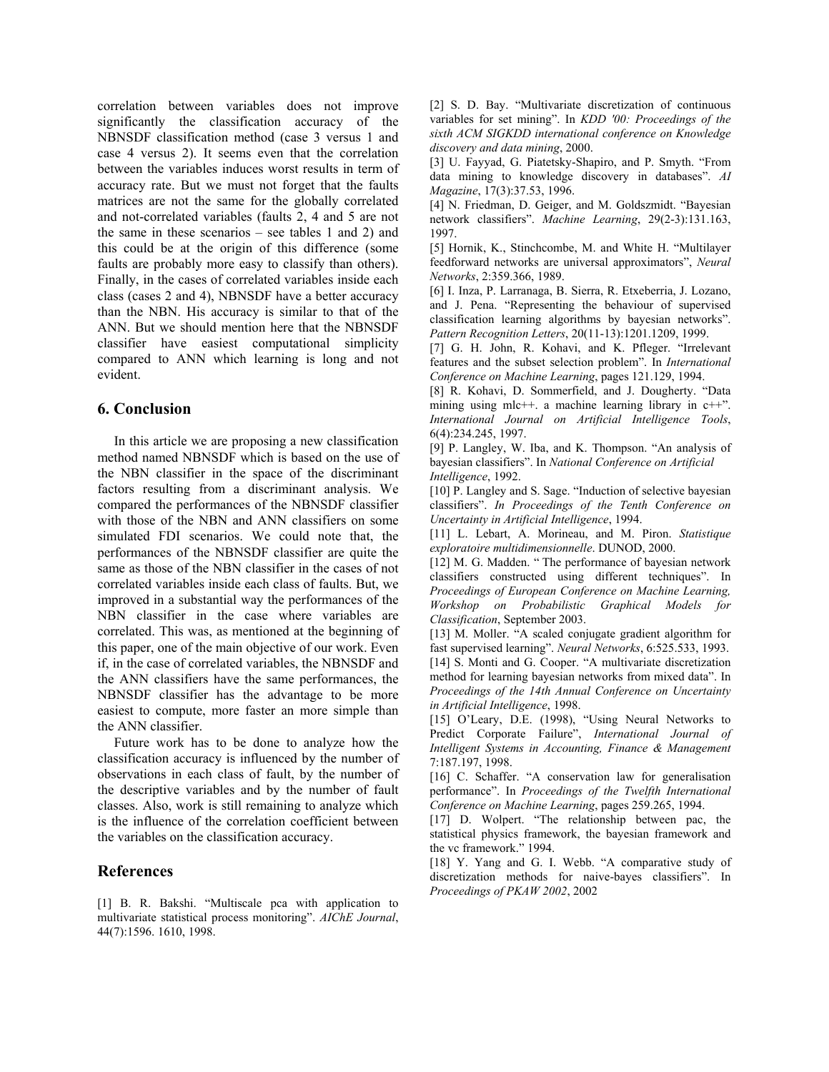correlation between variables does not improve significantly the classification accuracy of the NBNSDF classification method (case 3 versus 1 and case 4 versus 2). It seems even that the correlation between the variables induces worst results in term of accuracy rate. But we must not forget that the faults matrices are not the same for the globally correlated and not-correlated variables (faults 2, 4 and 5 are not the same in these scenarios – see tables 1 and 2) and this could be at the origin of this difference (some faults are probably more easy to classify than others). Finally, in the cases of correlated variables inside each class (cases 2 and 4), NBNSDF have a better accuracy than the NBN. His accuracy is similar to that of the ANN. But we should mention here that the NBNSDF classifier have easiest computational simplicity compared to ANN which learning is long and not evident.

## 6. Conclusion

In this article we are proposing a new classification method named NBNSDF which is based on the use of the NBN classifier in the space of the discriminant factors resulting from a discriminant analysis. We compared the performances of the NBNSDF classifier with those of the NBN and ANN classifiers on some simulated FDI scenarios. We could note that, the performances of the NBNSDF classifier are quite the same as those of the NBN classifier in the cases of not correlated variables inside each class of faults. But, we improved in a substantial way the performances of the NBN classifier in the case where variables are correlated. This was, as mentioned at the beginning of this paper, one of the main objective of our work. Even if, in the case of correlated variables, the NBNSDF and the ANN classifiers have the same performances, the NBNSDF classifier has the advantage to be more easiest to compute, more faster an more simple than the ANN classifier.

Future work has to be done to analyze how the classification accuracy is influenced by the number of observations in each class of fault, by the number of the descriptive variables and by the number of fault classes. Also, work is still remaining to analyze which is the influence of the correlation coefficient between the variables on the classification accuracy.

## References

[1] B. R. Bakshi. "Multiscale pca with application to multivariate statistical process monitoring". *AIChE Journal*, 44(7):1596. 1610, 1998.

[2] S. D. Bay. "Multivariate discretization of continuous variables for set mining". In *KDD '00: Proceedings of the sixth ACM SIGKDD international conference on Knowledge discovery and data mining*, 2000.

[3] U. Fayyad, G. Piatetsky-Shapiro, and P. Smyth. "From data mining to knowledge discovery in databases". *AI Magazine*, 17(3):37.53, 1996.

[4] N. Friedman, D. Geiger, and M. Goldszmidt. "Bayesian network classifiers". *Machine Learning*, 29(2-3):131.163, 1997.

[5] Hornik, K., Stinchcombe, M. and White H. "Multilayer feedforward networks are universal approximators", *Neural Networks*, 2:359.366, 1989.

[6] I. Inza, P. Larranaga, B. Sierra, R. Etxeberria, J. Lozano, and J. Pena. "Representing the behaviour of supervised classification learning algorithms by bayesian networks". *Pattern Recognition Letters*, 20(11-13):1201.1209, 1999.

[7] G. H. John, R. Kohavi, and K. Pfleger. "Irrelevant features and the subset selection problem". In *International Conference on Machine Learning*, pages 121.129, 1994.

[8] R. Kohavi, D. Sommerfield, and J. Dougherty. "Data mining using mlc++. a machine learning library in c++". *International Journal on Artificial Intelligence Tools*, 6(4):234.245, 1997.

[9] P. Langley, W. Iba, and K. Thompson. "An analysis of bayesian classifiers". In *National Conference on Artificial Intelligence*, 1992.

[10] P. Langley and S. Sage. "Induction of selective bayesian classifiers". *In Proceedings of the Tenth Conference on Uncertainty in Artificial Intelligence*, 1994.

[11] L. Lebart, A. Morineau, and M. Piron. *Statistique exploratoire multidimensionnelle*. DUNOD, 2000.

[12] M. G. Madden. " The performance of bayesian network classifiers constructed using different techniques". In *Proceedings of European Conference on Machine Learning, Workshop on Probabilistic Graphical Models for Classification*, September 2003.

[13] M. Moller. "A scaled conjugate gradient algorithm for fast supervised learning". *Neural Networks*, 6:525.533, 1993.

[14] S. Monti and G. Cooper. "A multivariate discretization method for learning bayesian networks from mixed data". In *Proceedings of the 14th Annual Conference on Uncertainty in Artificial Intelligence*, 1998.

[15] O'Leary, D.E. (1998), "Using Neural Networks to Predict Corporate Failure", *International Journal of Intelligent Systems in Accounting, Finance & Management* 7:187.197, 1998.

[16] C. Schaffer. "A conservation law for generalisation performance". In *Proceedings of the Twelfth International Conference on Machine Learning*, pages 259.265, 1994.

[17] D. Wolpert. "The relationship between pac, the statistical physics framework, the bayesian framework and the vc framework." 1994.

[18] Y. Yang and G. I. Webb. "A comparative study of discretization methods for naive-bayes classifiers". In *Proceedings of PKAW 2002*, 2002